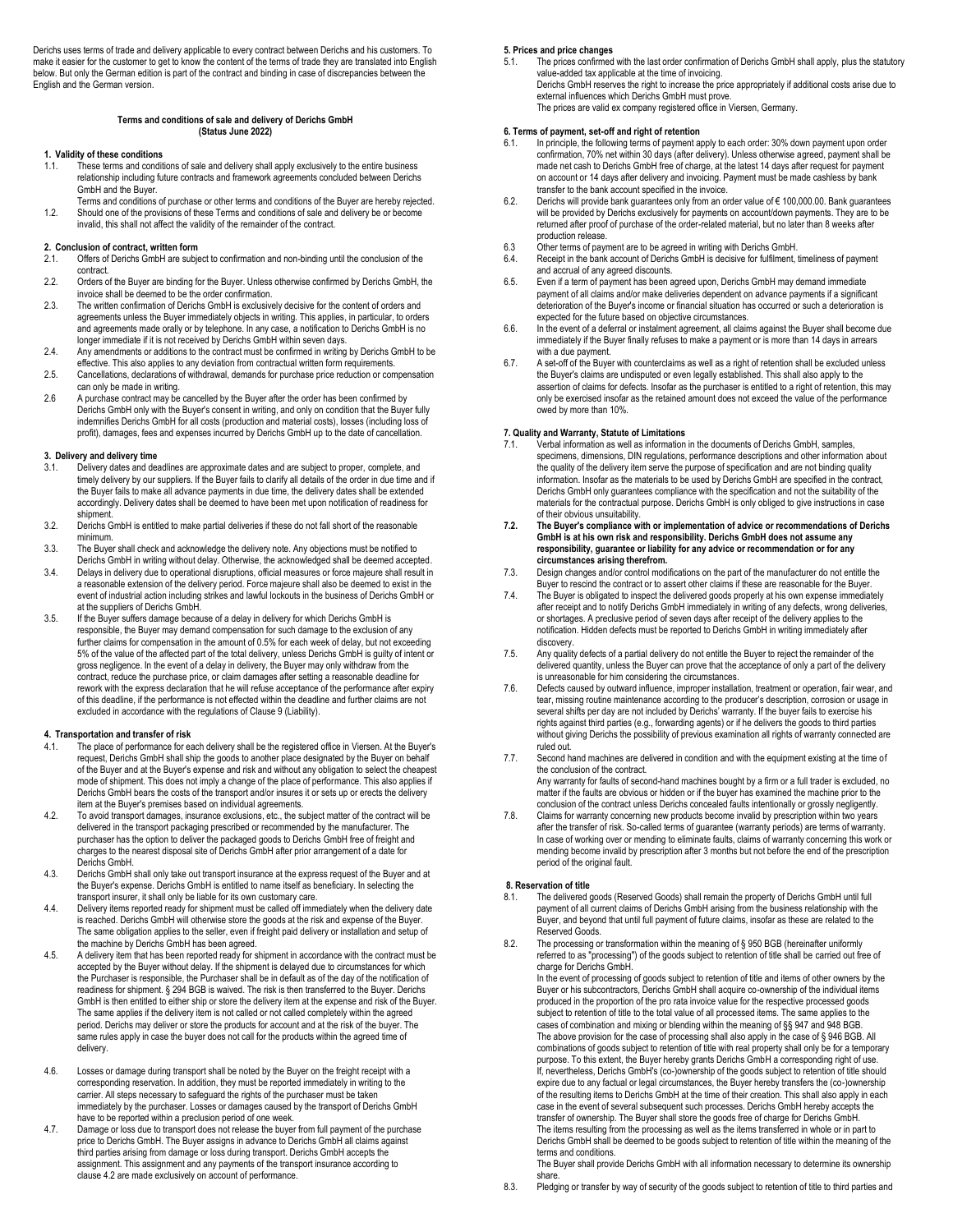Derichs uses terms of trade and delivery applicable to every contract between Derichs and his customers. To make it easier for the customer to get to know the content of the terms of trade they are translated into English below. But only the German edition is part of the contract and binding in case of discrepancies between the English and the German version.

# Terms and conditions of sale and delivery of Derichs GmbH
**(Status June 2022)**

## 1. Validity of these conditions

1.1. These terms and conditions of sale and delivery shall apply exclusively to the entire business relationship including future contracts and framework agreements concluded between Derichs GmbH and the Buyer.
Terms and conditions of purchase or other terms and conditions of the Buyer are hereby rejected.

1.2. Should one of the provisions of these Terms and conditions of sale and delivery be or become invalid, this shall not affect the validity of the remainder of the contract.

## 2. Conclusion of contract, written form

2.1. Offers of Derichs GmbH are subject to confirmation and non-binding until the conclusion of the contract.

2.2. Orders of the Buyer are binding for the Buyer. Unless otherwise confirmed by Derichs GmbH, the invoice shall be deemed to be the order confirmation.

2.3. The written confirmation of Derichs GmbH is exclusively decisive for the content of orders and agreements unless the Buyer immediately objects in writing. This applies, in particular, to orders and agreements made orally or by telephone. In any case, a notification to Derichs GmbH is no longer immediate if it is not received by Derichs GmbH within seven days.

2.4. Any amendments or additions to the contract must be confirmed in writing by Derichs GmbH to be effective. This also applies to any deviation from contractual written form requirements.

2.5. Cancellations, declarations of withdrawal, demands for purchase price reduction or compensation can only be made in writing.

2.6 A purchase contract may be cancelled by the Buyer after the order has been confirmed by Derichs GmbH only with the Buyer's consent in writing, and only on condition that the Buyer fully indemnifies Derichs GmbH for all costs (production and material costs), losses (including loss of profit), damages, fees and expenses incurred by Derichs GmbH up to the date of cancellation.

## 3. Delivery and delivery time

3.1. Delivery dates and deadlines are approximate dates and are subject to proper, complete, and timely delivery by our suppliers. If the Buyer fails to clarify all details of the order in due time and if the Buyer fails to make all advance payments in due time, the delivery dates shall be extended accordingly. Delivery dates shall be deemed to have been met upon notification of readiness for shipment.

3.2. Derichs GmbH is entitled to make partial deliveries if these do not fall short of the reasonable minimum.

3.3. The Buyer shall check and acknowledge the delivery note. Any objections must be notified to Derichs GmbH in writing without delay. Otherwise, the acknowledged shall be deemed accepted.

3.4. Delays in delivery due to operational disruptions, official measures or force majeure shall result in a reasonable extension of the delivery period. Force majeure shall also be deemed to exist in the event of industrial action including strikes and lawful lockouts in the business of Derichs GmbH or at the suppliers of Derichs GmbH.

3.5. If the Buyer suffers damage because of a delay in delivery for which Derichs GmbH is responsible, the Buyer may demand compensation for such damage to the exclusion of any further claims for compensation in the amount of 0.5% for each week of delay, but not exceeding 5% of the value of the affected part of the total delivery, unless Derichs GmbH is guilty of intent or gross negligence. In the event of a delay in delivery, the Buyer may only withdraw from the contract, reduce the purchase price, or claim damages after setting a reasonable deadline for rework with the express declaration that he will refuse acceptance of the performance after expiry of this deadline, if the performance is not effected within the deadline and further claims are not excluded in accordance with the regulations of Clause 9 (Liability).

## 4. Transportation and transfer of risk

4.1. The place of performance for each delivery shall be the registered office in Viersen. At the Buyer's request, Derichs GmbH shall ship the goods to another place designated by the Buyer on behalf of the Buyer and at the Buyer's expense and risk and without any obligation to select the cheapest mode of shipment. This does not imply a change of the place of performance. This also applies if Derichs GmbH bears the costs of the transport and/or insures it or sets up or erects the delivery item at the Buyer's premises based on individual agreements.

4.2. To avoid transport damages, insurance exclusions, etc., the subject matter of the contract will be delivered in the transport packaging prescribed or recommended by the manufacturer. The purchaser has the option to deliver the packaged goods to Derichs GmbH free of freight and charges to the nearest disposal site of Derichs GmbH after prior arrangement of a date for Derichs GmbH.

4.3. Derichs GmbH shall only take out transport insurance at the express request of the Buyer and at the Buyer's expense. Derichs GmbH is entitled to name itself as beneficiary. In selecting the transport insurer, it shall only be liable for its own customary care.

4.4. Delivery items reported ready for shipment must be called off immediately when the delivery date is reached. Derichs GmbH will otherwise store the goods at the risk and expense of the Buyer. The same obligation applies to the seller, even if freight paid delivery or installation and setup of the machine by Derichs GmbH has been agreed.

4.5. A delivery item that has been reported ready for shipment in accordance with the contract must be accepted by the Buyer without delay. If the shipment is delayed due to circumstances for which the Purchaser is responsible, the Purchaser shall be in default as of the day of the notification of readiness for shipment. § 294 BGB is waived. The risk is then transferred to the Buyer. Derichs GmbH is then entitled to either ship or store the delivery item at the expense and risk of the Buyer. The same applies if the delivery item is not called or not called completely within the agreed period. Derichs may deliver or store the products for account and at the risk of the buyer. The same rules apply in case the buyer does not call for the products within the agreed time of delivery.

4.6. Losses or damage during transport shall be noted by the Buyer on the freight receipt with a corresponding reservation. In addition, they must be reported immediately in writing to the carrier. All steps necessary to safeguard the rights of the purchaser must be taken immediately by the purchaser. Losses or damages caused by the transport of Derichs GmbH have to be reported within a preclusion period of one week.

4.7. Damage or loss due to transport does not release the buyer from full payment of the purchase price to Derichs GmbH. The Buyer assigns in advance to Derichs GmbH all claims against third parties arising from damage or loss during transport. Derichs GmbH accepts the assignment. This assignment and any payments of the transport insurance according to clause 4.2 are made exclusively on account of performance.

## 5. Prices and price changes

5.1. The prices confirmed with the last order confirmation of Derichs GmbH shall apply, plus the statutory value-added tax applicable at the time of invoicing.
Derichs GmbH reserves the right to increase the price appropriately if additional costs arise due to external influences which Derichs GmbH must prove.
The prices are valid ex company registered office in Viersen, Germany.

## 6. Terms of payment, set-off and right of retention

6.1. In principle, the following terms of payment apply to each order: 30% down payment upon order confirmation, 70% net within 30 days (after delivery). Unless otherwise agreed, payment shall be made net cash to Derichs GmbH free of charge, at the latest 14 days after request for payment on account or 14 days after delivery and invoicing. Payment must be made cashless by bank transfer to the bank account specified in the invoice.

6.2. Derichs will provide bank guarantees only from an order value of € 100,000.00. Bank guarantees will be provided by Derichs exclusively for payments on account/down payments. They are to be returned after proof of purchase of the order-related material, but no later than 8 weeks after production release.

6.3 Other terms of payment are to be agreed in writing with Derichs GmbH.

6.4. Receipt in the bank account of Derichs GmbH is decisive for fulfilment, timeliness of payment and accrual of any agreed discounts.

6.5. Even if a term of payment has been agreed upon, Derichs GmbH may demand immediate payment of all claims and/or make deliveries dependent on advance payments if a significant deterioration of the Buyer's income or financial situation has occurred or such a deterioration is expected for the future based on objective circumstances.

6.6. In the event of a deferral or instalment agreement, all claims against the Buyer shall become due immediately if the Buyer finally refuses to make a payment or is more than 14 days in arrears with a due payment.

6.7. A set-off of the Buyer with counterclaims as well as a right of retention shall be excluded unless the Buyer's claims are undisputed or even legally established. This shall also apply to the assertion of claims for defects. Insofar as the purchaser is entitled to a right of retention, this may only be exercised insofar as the retained amount does not exceed the value of the performance owed by more than 10%.

## 7. Quality and Warranty, Statute of Limitations

7.1. Verbal information as well as information in the documents of Derichs GmbH, samples, specimens, dimensions, DIN regulations, performance descriptions and other information about the quality of the delivery item serve the purpose of specification and are not binding quality information. Insofar as the materials to be used by Derichs GmbH are specified in the contract, Derichs GmbH only guarantees compliance with the specification and not the suitability of the materials for the contractual purpose. Derichs GmbH is only obliged to give instructions in case of their obvious unsuitability.

**7.2. The Buyer's compliance with or implementation of advice or recommendations of Derichs GmbH is at his own risk and responsibility. Derichs GmbH does not assume any responsibility, guarantee or liability for any advice or recommendation or for any circumstances arising therefrom.**

7.3. Design changes and/or control modifications on the part of the manufacturer do not entitle the Buyer to rescind the contract or to assert other claims if these are reasonable for the Buyer.

7.4. The Buyer is obligated to inspect the delivered goods properly at his own expense immediately after receipt and to notify Derichs GmbH immediately in writing of any defects, wrong deliveries, or shortages. A preclusive period of seven days after receipt of the delivery applies to the notification. Hidden defects must be reported to Derichs GmbH in writing immediately after discovery.

7.5. Any quality defects of a partial delivery do not entitle the Buyer to reject the remainder of the delivered quantity, unless the Buyer can prove that the acceptance of only a part of the delivery is unreasonable for him considering the circumstances.

7.6. Defects caused by outward influence, improper installation, treatment or operation, fair wear, and tear, missing routine maintenance according to the producer's description, corrosion or usage in several shifts per day are not included by Derichs' warranty. If the buyer fails to exercise his rights against third parties (e.g., forwarding agents) or if he delivers the goods to third parties without giving Derichs the possibility of previous examination all rights of warranty connected are ruled out.

7.7. Second hand machines are delivered in condition and with the equipment existing at the time of the conclusion of the contract.
Any warranty for faults of second-hand machines bought by a firm or a full trader is excluded, no matter if the faults are obvious or hidden or if the buyer has examined the machine prior to the conclusion of the contract unless Derichs concealed faults intentionally or grossly negligently.

7.8. Claims for warranty concerning new products become invalid by prescription within two years after the transfer of risk. So-called terms of guarantee (warranty periods) are terms of warranty. In case of working over or mending to eliminate faults, claims of warranty concerning this work or mending become invalid by prescription after 3 months but not before the end of the prescription period of the original fault.

## 8. Reservation of title

8.1. The delivered goods (Reserved Goods) shall remain the property of Derichs GmbH until full payment of all current claims of Derichs GmbH arising from the business relationship with the Buyer, and beyond that until full payment of future claims, insofar as these are related to the Reserved Goods.

8.2. The processing or transformation within the meaning of § 950 BGB (hereinafter uniformly referred to as "processing") of the goods subject to retention of title shall be carried out free of charge for Derichs GmbH.
In the event of processing of goods subject to retention of title and items of other owners by the Buyer or his subcontractors, Derichs GmbH shall acquire co-ownership of the individual items produced in the proportion of the pro rata invoice value for the respective processed goods subject to retention of title to the total value of all processed items. The same applies to the cases of combination and mixing or blending within the meaning of §§ 947 and 948 BGB.
The above provision for the case of processing shall also apply in the case of § 946 BGB. All combinations of goods subject to retention of title with real property shall only be for a temporary purpose. To this extent, the Buyer hereby grants Derichs GmbH a corresponding right of use.
If, nevertheless, Derichs GmbH's (co-)ownership of the goods subject to retention of title should expire due to any factual or legal circumstances, the Buyer hereby transfers the (co-)ownership of the resulting items to Derichs GmbH at the time of their creation. This shall also apply in each case in the event of several subsequent such processes. Derichs GmbH hereby accepts the transfer of ownership. The Buyer shall store the goods free of charge for Derichs GmbH.
The items resulting from the processing as well as the items transferred in whole or in part to Derichs GmbH shall be deemed to be goods subject to retention of title within the meaning of the terms and conditions.
The Buyer shall provide Derichs GmbH with all information necessary to determine its ownership share.

8.3. Pledging or transfer by way of security of the goods subject to retention of title to third parties and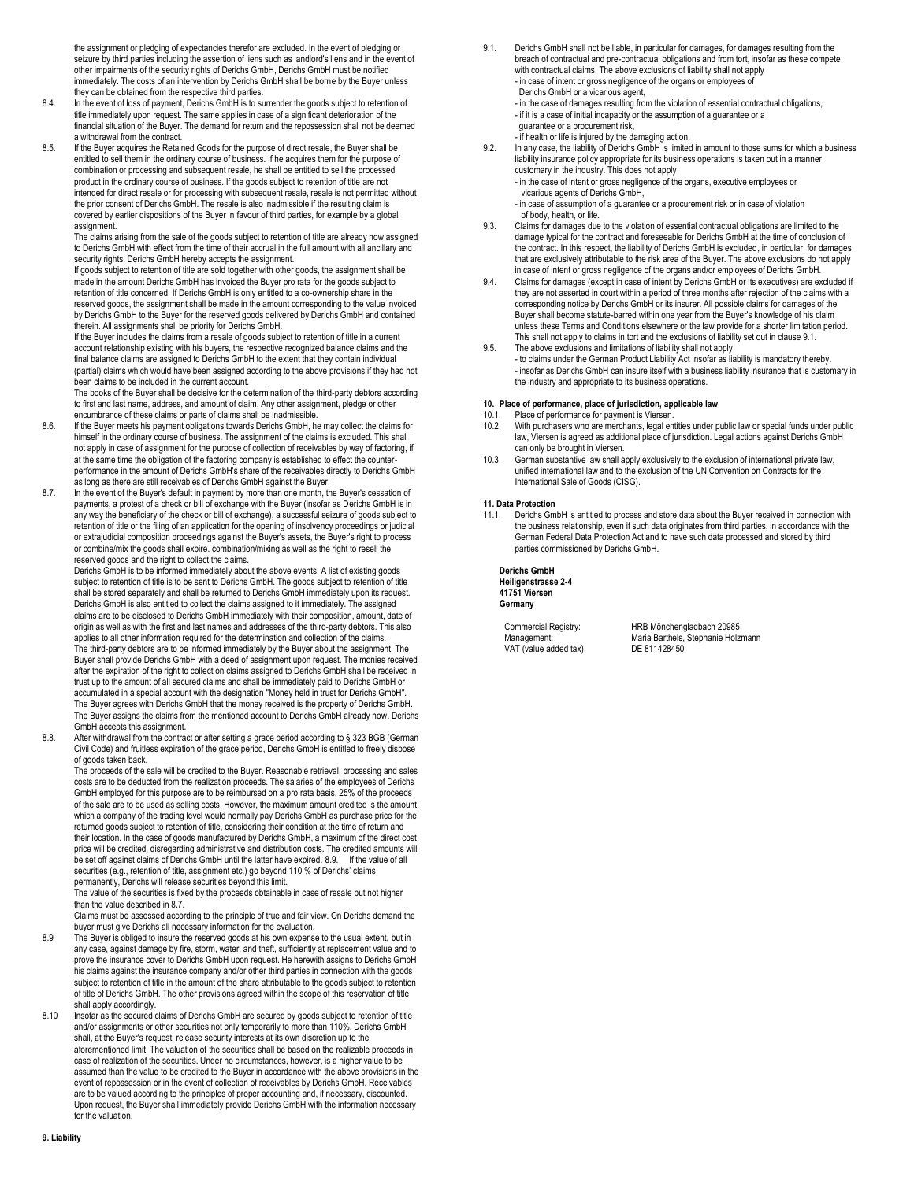the assignment or pledging of expectancies therefor are excluded. In the event of pledging or seizure by third parties including the assertion of liens such as landlord's liens and in the event of other impairments of the security rights of Derichs GmbH, Derichs GmbH must be notified immediately. The costs of an intervention by Derichs GmbH shall be borne by the Buyer unless they can be obtained from the respective third parties.

8.4. In the event of loss of payment, Derichs GmbH is to surrender the goods subject to retention of title immediately upon request. The same applies in case of a significant deterioration of the financial situation of the Buyer. The demand for return and the repossession shall not be deemed a withdrawal from the contract.

8.5. If the Buyer acquires the Retained Goods for the purpose of direct resale, the Buyer shall be entitled to sell them in the ordinary course of business. If he acquires them for the purpose of combination or processing and subsequent resale, he shall be entitled to sell the processed product in the ordinary course of business. If the goods subject to retention of title are not intended for direct resale or for processing with subsequent resale, resale is not permitted without the prior consent of Derichs GmbH. The resale is also inadmissible if the resulting claim is covered by earlier dispositions of the Buyer in favour of third parties, for example by a global assignment.

The claims arising from the sale of the goods subject to retention of title are already now assigned to Derichs GmbH with effect from the time of their accrual in the full amount with all ancillary and security rights. Derichs GmbH hereby accepts the assignment.

If goods subject to retention of title are sold together with other goods, the assignment shall be made in the amount Derichs GmbH has invoiced the Buyer pro rata for the goods subject to retention of title concerned. If Derichs GmbH is only entitled to a co-ownership share in the reserved goods, the assignment shall be made in the amount corresponding to the value invoiced by Derichs GmbH to the Buyer for the reserved goods delivered by Derichs GmbH and contained therein. All assignments shall be priority for Derichs GmbH.

If the Buyer includes the claims from a resale of goods subject to retention of title in a current account relationship existing with his buyers, the respective recognized balance claims and the final balance claims are assigned to Derichs GmbH to the extent that they contain individual (partial) claims which would have been assigned according to the above provisions if they had not been claims to be included in the current account.

The books of the Buyer shall be decisive for the determination of the third-party debtors according to first and last name, address, and amount of claim. Any other assignment, pledge or other encumbrance of these claims or parts of claims shall be inadmissible.

8.6. If the Buyer meets his payment obligations towards Derichs GmbH, he may collect the claims for himself in the ordinary course of business. The assignment of the claims is excluded. This shall not apply in case of assignment for the purpose of collection of receivables by way of factoring, if at the same time the obligation of the factoring company is established to effect the counter-performance in the amount of Derichs GmbH's share of the receivables directly to Derichs GmbH as long as there are still receivables of Derichs GmbH against the Buyer.

8.7. In the event of the Buyer's default in payment by more than one month, the Buyer's cessation of payments, a protest of a check or bill of exchange with the Buyer (insofar as Derichs GmbH is in any way the beneficiary of the check or bill of exchange), a successful seizure of goods subject to retention of title or the filing of an application for the opening of insolvency proceedings or judicial or extrajudicial composition proceedings against the Buyer's assets, the Buyer's right to process or combine/mix the goods shall expire. combination/mixing as well as the right to resell the reserved goods and the right to collect the claims.

Derichs GmbH is to be informed immediately about the above events. A list of existing goods subject to retention of title is to be sent to Derichs GmbH. The goods subject to retention of title shall be stored separately and shall be returned to Derichs GmbH immediately upon its request. Derichs GmbH is also entitled to collect the claims assigned to it immediately. The assigned claims are to be disclosed to Derichs GmbH immediately with their composition, amount, date of origin as well as with the first and last names and addresses of the third-party debtors. This also applies to all other information required for the determination and collection of the claims.

The third-party debtors are to be informed immediately by the Buyer about the assignment. The Buyer shall provide Derichs GmbH with a deed of assignment upon request. The monies received after the expiration of the right to collect on claims assigned to Derichs GmbH shall be received in trust up to the amount of all secured claims and shall be immediately paid to Derichs GmbH or accumulated in a special account with the designation "Money held in trust for Derichs GmbH". The Buyer agrees with Derichs GmbH that the money received is the property of Derichs GmbH. The Buyer assigns the claims from the mentioned account to Derichs GmbH already now. Derichs GmbH accepts this assignment.

8.8. After withdrawal from the contract or after setting a grace period according to § 323 BGB (German Civil Code) and fruitless expiration of the grace period, Derichs GmbH is entitled to freely dispose of goods taken back.

The proceeds of the sale will be credited to the Buyer. Reasonable retrieval, processing and sales costs are to be deducted from the realization proceeds. The salaries of the employees of Derichs GmbH employed for this purpose are to be reimbursed on a pro rata basis. 25% of the proceeds of the sale are to be used as selling costs. However, the maximum amount credited is the amount which a company of the trading level would normally pay Derichs GmbH as purchase price for the returned goods subject to retention of title, considering their condition at the time of return and their location. In the case of goods manufactured by Derichs GmbH, a maximum of the direct cost price will be credited, disregarding administrative and distribution costs. The credited amounts will be set off against claims of Derichs GmbH until the latter have expired. 8.9. If the value of all securities (e.g., retention of title, assignment etc.) go beyond 110 % of Derichs' claims permanently, Derichs will release securities beyond this limit.

The value of the securities is fixed by the proceeds obtainable in case of resale but not higher than the value described in 8.7.

Claims must be assessed according to the principle of true and fair view. On Derichs demand the buyer must give Derichs all necessary information for the evaluation.

8.9 The Buyer is obliged to insure the reserved goods at his own expense to the usual extent, but in any case, against damage by fire, storm, water, and theft, sufficiently at replacement value and to prove the insurance cover to Derichs GmbH upon request. He herewith assigns to Derichs GmbH his claims against the insurance company and/or other third parties in connection with the goods subject to retention of title in the amount of the share attributable to the goods subject to retention of title of Derichs GmbH. The other provisions agreed within the scope of this reservation of title shall apply accordingly.

8.10 Insofar as the secured claims of Derichs GmbH are secured by goods subject to retention of title and/or assignments or other securities not only temporarily to more than 110%, Derichs GmbH shall, at the Buyer's request, release security interests at its own discretion up to the aforementioned limit. The valuation of the securities shall be based on the realizable proceeds in case of realization of the securities. Under no circumstances, however, is a higher value to be assumed than the value to be credited to the Buyer in accordance with the above provisions in the event of repossession or in the event of collection of receivables by Derichs GmbH. Receivables are to be valued according to the principles of proper accounting and, if necessary, discounted. Upon request, the Buyer shall immediately provide Derichs GmbH with the information necessary for the valuation.

## 9. Liability

9.1. Derichs GmbH shall not be liable, in particular for damages, for damages resulting from the breach of contractual and pre-contractual obligations and from tort, insofar as these compete with contractual claims. The above exclusions of liability shall not apply
- in case of intent or gross negligence of the organs or employees of Derichs GmbH or a vicarious agent,
- in the case of damages resulting from the violation of essential contractual obligations,
- if it is a case of initial incapacity or the assumption of a guarantee or a guarantee or a procurement risk,
- if health or life is injured by the damaging action.

9.2. In any case, the liability of Derichs GmbH is limited in amount to those sums for which a business liability insurance policy appropriate for its business operations is taken out in a manner customary in the industry. This does not apply
- in the case of intent or gross negligence of the organs, executive employees or vicarious agents of Derichs GmbH,
- in case of assumption of a guarantee or a procurement risk or in case of violation of body, health, or life.

9.3. Claims for damages due to the violation of essential contractual obligations are limited to the damage typical for the contract and foreseeable for Derichs GmbH at the time of conclusion of the contract. In this respect, the liability of Derichs GmbH is excluded, in particular, for damages that are exclusively attributable to the risk area of the Buyer. The above exclusions do not apply in case of intent or gross negligence of the organs and/or employees of Derichs GmbH.

9.4. Claims for damages (except in case of intent by Derichs GmbH or its executives) are excluded if they are not asserted in court within a period of three months after rejection of the claims with a corresponding notice by Derichs GmbH or its insurer. All possible claims for damages of the Buyer shall become statute-barred within one year from the Buyer's knowledge of his claim unless these Terms and Conditions elsewhere or the law provide for a shorter limitation period. This shall not apply to claims in tort and the exclusions of liability set out in clause 9.1.

9.5. The above exclusions and limitations of liability shall not apply
- to claims under the German Product Liability Act insofar as liability is mandatory thereby.
- insofar as Derichs GmbH can insure itself with a business liability insurance that is customary in the industry and appropriate to its business operations.

## 10. Place of performance, place of jurisdiction, applicable law

10.1. Place of performance for payment is Viersen.

10.2. With purchasers who are merchants, legal entities under public law or special funds under public law, Viersen is agreed as additional place of jurisdiction. Legal actions against Derichs GmbH can only be brought in Viersen.

10.3. German substantive law shall apply exclusively to the exclusion of international private law, unified international law and to the exclusion of the UN Convention on Contracts for the International Sale of Goods (CISG).

## 11. Data Protection

11.1. Derichs GmbH is entitled to process and store data about the Buyer received in connection with the business relationship, even if such data originates from third parties, in accordance with the German Federal Data Protection Act and to have such data processed and stored by third parties commissioned by Derichs GmbH.

**Derichs GmbH**
**Heiligenstrasse 2-4**
**41751 Viersen**
**Germany**

| | |
|---|---|
| Commercial Registry: | HRB Mönchengladbach 20985 |
| Management: | Maria Barthels, Stephanie Holzmann |
| VAT (value added tax): | DE 811428450 |